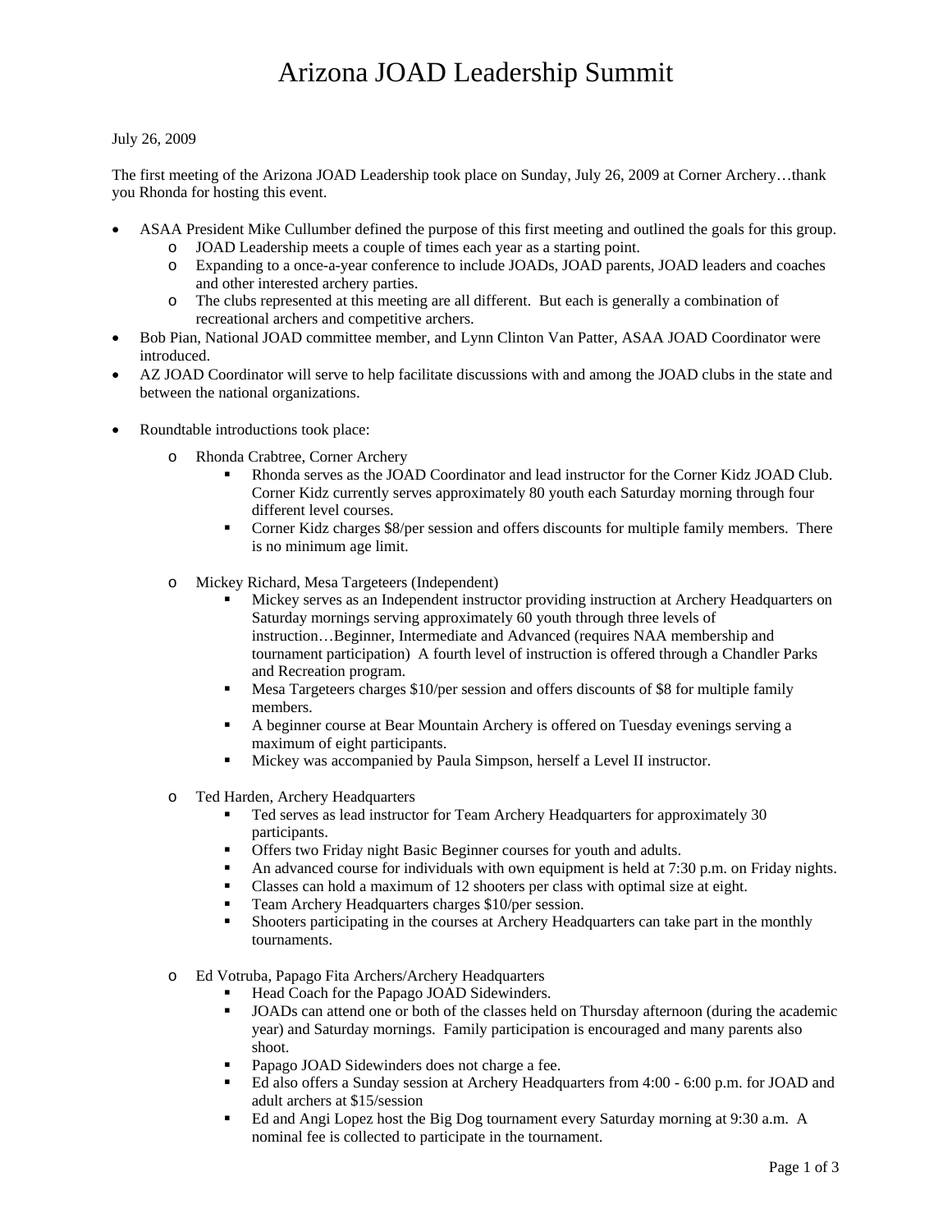# Arizona JOAD Leadership Summit

July 26, 2009

The first meeting of the Arizona JOAD Leadership took place on Sunday, July 26, 2009 at Corner Archery…thank you Rhonda for hosting this event.

- ASAA President Mike Cullumber defined the purpose of this first meeting and outlined the goals for this group.
  - JOAD Leadership meets a couple of times each year as a starting point.
  - Expanding to a once-a-year conference to include JOADs, JOAD parents, JOAD leaders and coaches and other interested archery parties.
  - The clubs represented at this meeting are all different. But each is generally a combination of recreational archers and competitive archers.
- Bob Pian, National JOAD committee member, and Lynn Clinton Van Patter, ASAA JOAD Coordinator were introduced.
- AZ JOAD Coordinator will serve to help facilitate discussions with and among the JOAD clubs in the state and between the national organizations.

- Roundtable introductions took place:
  - Rhonda Crabtree, Corner Archery
    - Rhonda serves as the JOAD Coordinator and lead instructor for the Corner Kidz JOAD Club. Corner Kidz currently serves approximately 80 youth each Saturday morning through four different level courses.
    - Corner Kidz charges $8/per session and offers discounts for multiple family members. There is no minimum age limit.

  - Mickey Richard, Mesa Targeteers (Independent)
    - Mickey serves as an Independent instructor providing instruction at Archery Headquarters on Saturday mornings serving approximately 60 youth through three levels of instruction…Beginner, Intermediate and Advanced (requires NAA membership and tournament participation) A fourth level of instruction is offered through a Chandler Parks and Recreation program.
    - Mesa Targeteers charges $10/per session and offers discounts of $8 for multiple family members.
    - A beginner course at Bear Mountain Archery is offered on Tuesday evenings serving a maximum of eight participants.
    - Mickey was accompanied by Paula Simpson, herself a Level II instructor.

  - Ted Harden, Archery Headquarters
    - Ted serves as lead instructor for Team Archery Headquarters for approximately 30 participants.
    - Offers two Friday night Basic Beginner courses for youth and adults.
    - An advanced course for individuals with own equipment is held at 7:30 p.m. on Friday nights.
    - Classes can hold a maximum of 12 shooters per class with optimal size at eight.
    - Team Archery Headquarters charges $10/per session.
    - Shooters participating in the courses at Archery Headquarters can take part in the monthly tournaments.

  - Ed Votruba, Papago Fita Archers/Archery Headquarters
    - Head Coach for the Papago JOAD Sidewinders.
    - JOADs can attend one or both of the classes held on Thursday afternoon (during the academic year) and Saturday mornings. Family participation is encouraged and many parents also shoot.
    - Papago JOAD Sidewinders does not charge a fee.
    - Ed also offers a Sunday session at Archery Headquarters from 4:00 - 6:00 p.m. for JOAD and adult archers at $15/session
    - Ed and Angi Lopez host the Big Dog tournament every Saturday morning at 9:30 a.m. A nominal fee is collected to participate in the tournament.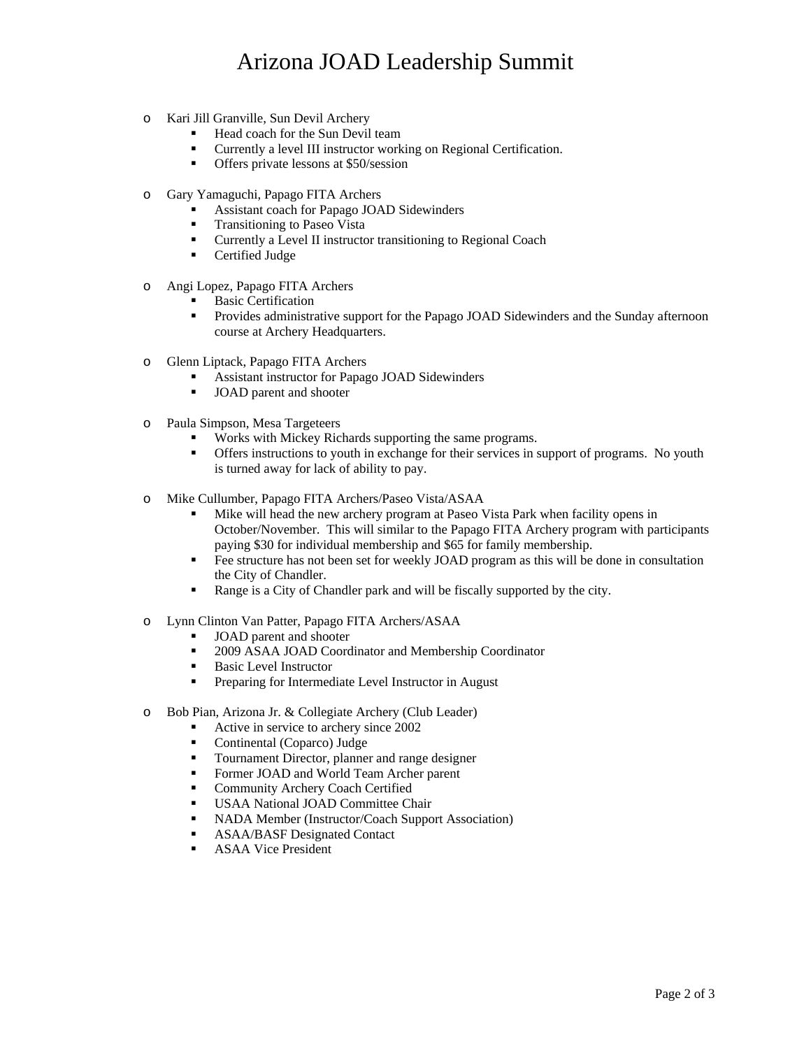# Arizona JOAD Leadership Summit

- Kari Jill Granville, Sun Devil Archery
  - Head coach for the Sun Devil team
  - Currently a level III instructor working on Regional Certification.
  - Offers private lessons at $50/session

- Gary Yamaguchi, Papago FITA Archers
  - Assistant coach for Papago JOAD Sidewinders
  - Transitioning to Paseo Vista
  - Currently a Level II instructor transitioning to Regional Coach
  - Certified Judge

- Angi Lopez, Papago FITA Archers
  - Basic Certification
  - Provides administrative support for the Papago JOAD Sidewinders and the Sunday afternoon course at Archery Headquarters.

- Glenn Liptack, Papago FITA Archers
  - Assistant instructor for Papago JOAD Sidewinders
  - JOAD parent and shooter

- Paula Simpson, Mesa Targeteers
  - Works with Mickey Richards supporting the same programs.
  - Offers instructions to youth in exchange for their services in support of programs. No youth is turned away for lack of ability to pay.

- Mike Cullumber, Papago FITA Archers/Paseo Vista/ASAA
  - Mike will head the new archery program at Paseo Vista Park when facility opens in October/November. This will similar to the Papago FITA Archery program with participants paying $30 for individual membership and $65 for family membership.
  - Fee structure has not been set for weekly JOAD program as this will be done in consultation the City of Chandler.
  - Range is a City of Chandler park and will be fiscally supported by the city.

- Lynn Clinton Van Patter, Papago FITA Archers/ASAA
  - JOAD parent and shooter
  - 2009 ASAA JOAD Coordinator and Membership Coordinator
  - Basic Level Instructor
  - Preparing for Intermediate Level Instructor in August

- Bob Pian, Arizona Jr. & Collegiate Archery (Club Leader)
  - Active in service to archery since 2002
  - Continental (Coparco) Judge
  - Tournament Director, planner and range designer
  - Former JOAD and World Team Archer parent
  - Community Archery Coach Certified
  - USAA National JOAD Committee Chair
  - NADA Member (Instructor/Coach Support Association)
  - ASAA/BASF Designated Contact
  - ASAA Vice President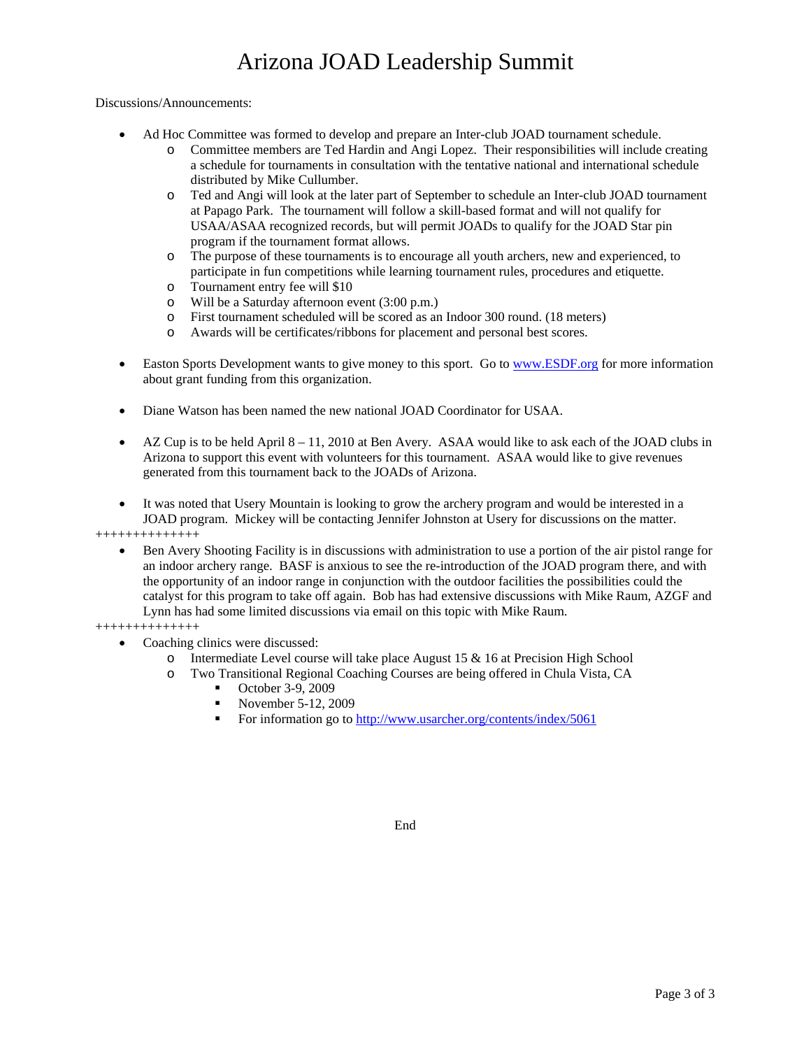# Arizona JOAD Leadership Summit

Discussions/Announcements:

- Ad Hoc Committee was formed to develop and prepare an Inter-club JOAD tournament schedule.
  - Committee members are Ted Hardin and Angi Lopez. Their responsibilities will include creating a schedule for tournaments in consultation with the tentative national and international schedule distributed by Mike Cullumber.
  - Ted and Angi will look at the later part of September to schedule an Inter-club JOAD tournament at Papago Park. The tournament will follow a skill-based format and will not qualify for USAA/ASAA recognized records, but will permit JOADs to qualify for the JOAD Star pin program if the tournament format allows.
  - The purpose of these tournaments is to encourage all youth archers, new and experienced, to participate in fun competitions while learning tournament rules, procedures and etiquette.
  - Tournament entry fee will $10
  - Will be a Saturday afternoon event (3:00 p.m.)
  - First tournament scheduled will be scored as an Indoor 300 round. (18 meters)
  - Awards will be certificates/ribbons for placement and personal best scores.

- Easton Sports Development wants to give money to this sport. Go to [www.ESDF.org](http://www.ESDF.org) for more information about grant funding from this organization.

- Diane Watson has been named the new national JOAD Coordinator for USAA.

- AZ Cup is to be held April 8 – 11, 2010 at Ben Avery. ASAA would like to ask each of the JOAD clubs in Arizona to support this event with volunteers for this tournament. ASAA would like to give revenues generated from this tournament back to the JOADs of Arizona.

- It was noted that Usery Mountain is looking to grow the archery program and would be interested in a JOAD program. Mickey will be contacting Jennifer Johnston at Usery for discussions on the matter.

++++++++++++++

- Ben Avery Shooting Facility is in discussions with administration to use a portion of the air pistol range for an indoor archery range. BASF is anxious to see the re-introduction of the JOAD program there, and with the opportunity of an indoor range in conjunction with the outdoor facilities the possibilities could the catalyst for this program to take off again. Bob has had extensive discussions with Mike Raum, AZGF and Lynn has had some limited discussions via email on this topic with Mike Raum.

++++++++++++++

- Coaching clinics were discussed:
  - Intermediate Level course will take place August 15 & 16 at Precision High School
  - Two Transitional Regional Coaching Courses are being offered in Chula Vista, CA
    - October 3-9, 2009
    - November 5-12, 2009
    - For information go to [http://www.usarcher.org/contents/index/5061](http://www.usarcher.org/contents/index/5061)

End